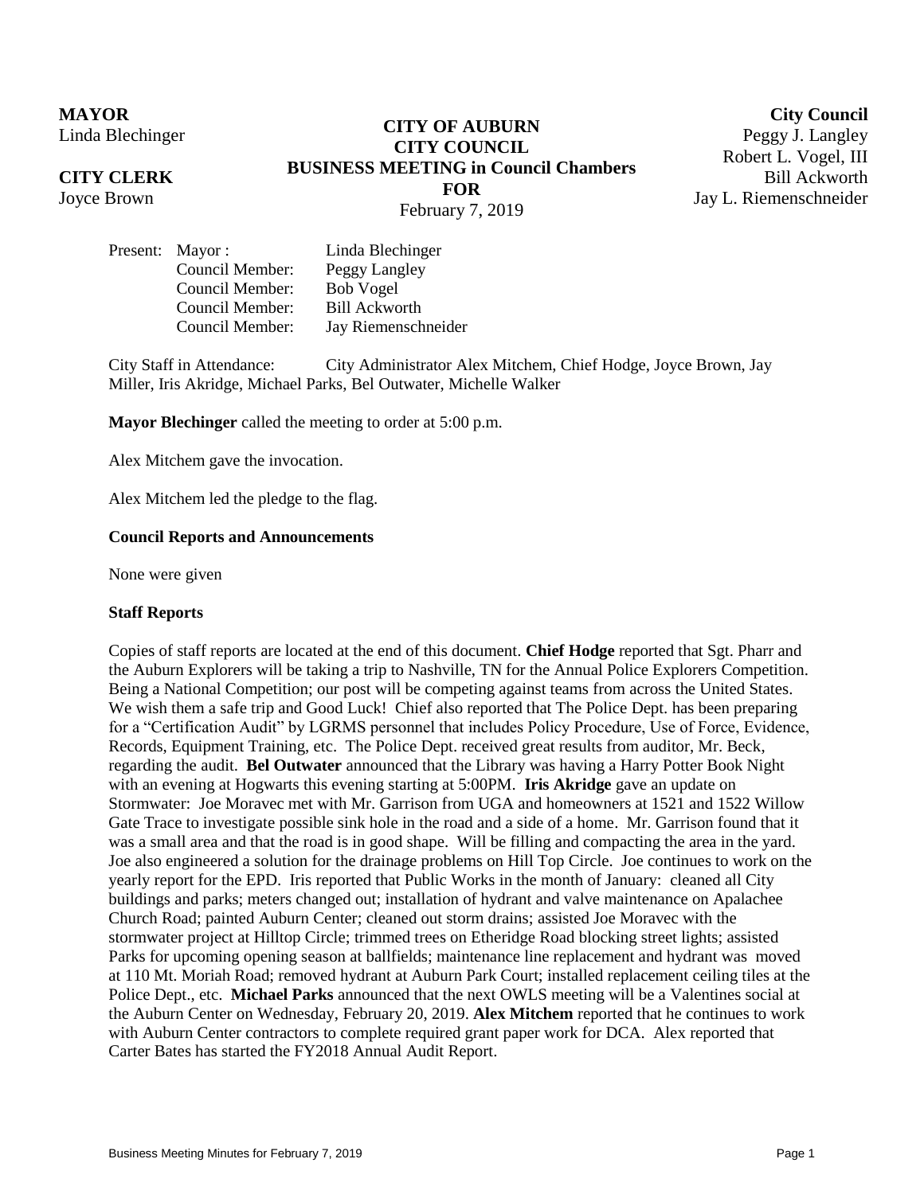**MAYOR**
Linda Blechinger

**CITY CLERK**
Joyce Brown

**CITY OF AUBURN**
**CITY COUNCIL**
**BUSINESS MEETING in Council Chambers**
**FOR**
February 7, 2019

**City Council**
Peggy J. Langley
Robert L. Vogel, III
Bill Ackworth
Jay L. Riemenschneider

| Present: | Mayor : | Linda Blechinger |
|---|---|---|
| | Council Member: | Peggy Langley |
| | Council Member: | Bob Vogel |
| | Council Member: | Bill Ackworth |
| | Council Member: | Jay Riemenschneider |

City Staff in Attendance: City Administrator Alex Mitchem, Chief Hodge, Joyce Brown, Jay Miller, Iris Akridge, Michael Parks, Bel Outwater, Michelle Walker

**Mayor Blechinger** called the meeting to order at 5:00 p.m.

Alex Mitchem gave the invocation.

Alex Mitchem led the pledge to the flag.

**Council Reports and Announcements**

None were given

**Staff Reports**

Copies of staff reports are located at the end of this document. **Chief Hodge** reported that Sgt. Pharr and the Auburn Explorers will be taking a trip to Nashville, TN for the Annual Police Explorers Competition. Being a National Competition; our post will be competing against teams from across the United States. We wish them a safe trip and Good Luck! Chief also reported that The Police Dept. has been preparing for a "Certification Audit" by LGRMS personnel that includes Policy Procedure, Use of Force, Evidence, Records, Equipment Training, etc. The Police Dept. received great results from auditor, Mr. Beck, regarding the audit. **Bel Outwater** announced that the Library was having a Harry Potter Book Night with an evening at Hogwarts this evening starting at 5:00PM. **Iris Akridge** gave an update on Stormwater: Joe Moravec met with Mr. Garrison from UGA and homeowners at 1521 and 1522 Willow Gate Trace to investigate possible sink hole in the road and a side of a home. Mr. Garrison found that it was a small area and that the road is in good shape. Will be filling and compacting the area in the yard. Joe also engineered a solution for the drainage problems on Hill Top Circle. Joe continues to work on the yearly report for the EPD. Iris reported that Public Works in the month of January: cleaned all City buildings and parks; meters changed out; installation of hydrant and valve maintenance on Apalachee Church Road; painted Auburn Center; cleaned out storm drains; assisted Joe Moravec with the stormwater project at Hilltop Circle; trimmed trees on Etheridge Road blocking street lights; assisted Parks for upcoming opening season at ballfields; maintenance line replacement and hydrant was moved at 110 Mt. Moriah Road; removed hydrant at Auburn Park Court; installed replacement ceiling tiles at the Police Dept., etc. **Michael Parks** announced that the next OWLS meeting will be a Valentines social at the Auburn Center on Wednesday, February 20, 2019. **Alex Mitchem** reported that he continues to work with Auburn Center contractors to complete required grant paper work for DCA. Alex reported that Carter Bates has started the FY2018 Annual Audit Report.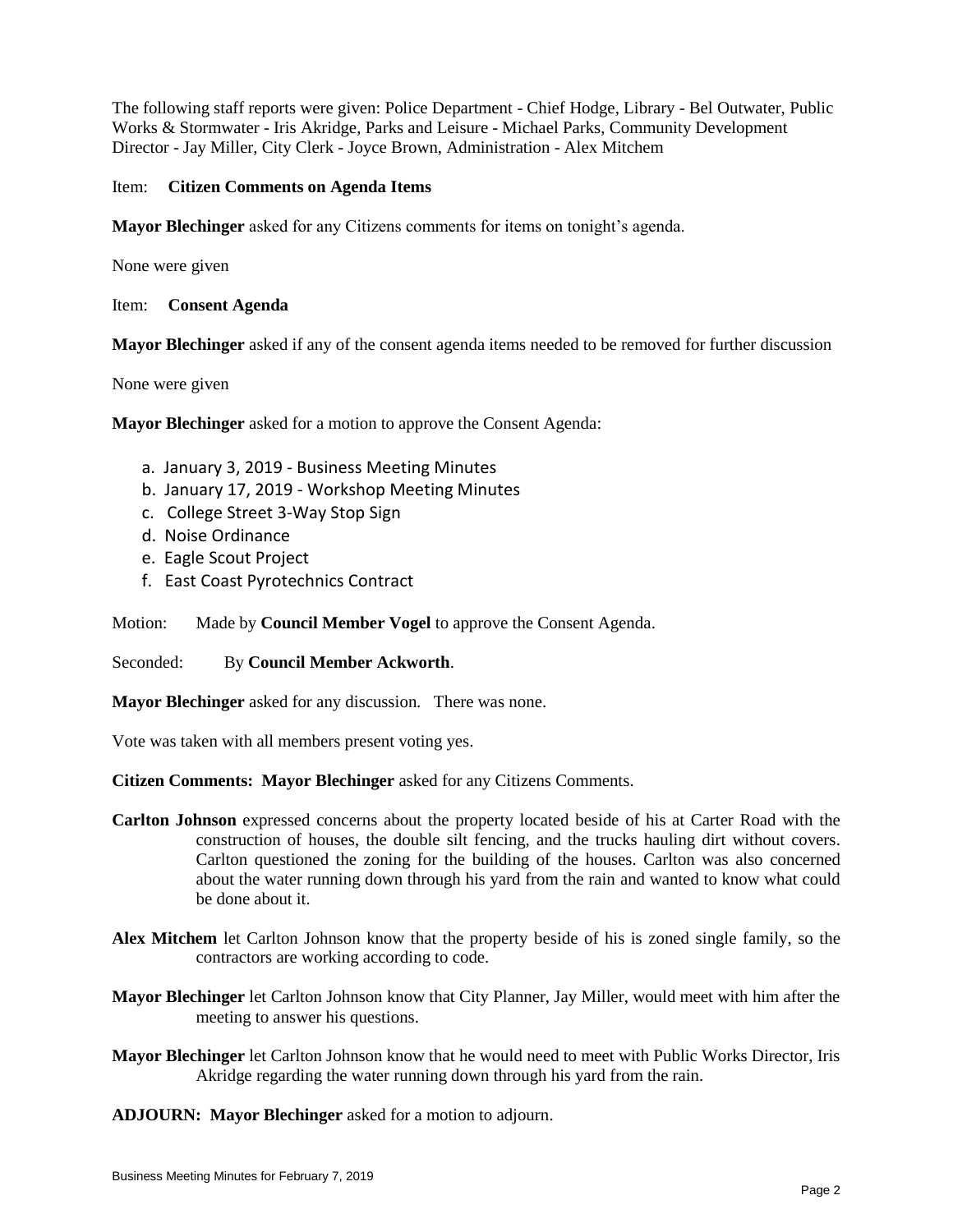The following staff reports were given: Police Department - Chief Hodge, Library - Bel Outwater, Public Works & Stormwater - Iris Akridge, Parks and Leisure - Michael Parks, Community Development Director - Jay Miller, City Clerk - Joyce Brown, Administration - Alex Mitchem

Item: **Citizen Comments on Agenda Items**

**Mayor Blechinger** asked for any Citizens comments for items on tonight's agenda.

None were given

Item: **Consent Agenda**

**Mayor Blechinger** asked if any of the consent agenda items needed to be removed for further discussion

None were given

**Mayor Blechinger** asked for a motion to approve the Consent Agenda:

a. January 3, 2019 - Business Meeting Minutes
b. January 17, 2019 - Workshop Meeting Minutes
c. College Street 3-Way Stop Sign
d. Noise Ordinance
e. Eagle Scout Project
f. East Coast Pyrotechnics Contract

Motion: Made by **Council Member Vogel** to approve the Consent Agenda.

Seconded: By **Council Member Ackworth**.

**Mayor Blechinger** asked for any discussion. There was none.

Vote was taken with all members present voting yes.

**Citizen Comments: Mayor Blechinger** asked for any Citizens Comments.

**Carlton Johnson** expressed concerns about the property located beside of his at Carter Road with the construction of houses, the double silt fencing, and the trucks hauling dirt without covers. Carlton questioned the zoning for the building of the houses. Carlton was also concerned about the water running down through his yard from the rain and wanted to know what could be done about it.

**Alex Mitchem** let Carlton Johnson know that the property beside of his is zoned single family, so the contractors are working according to code.

**Mayor Blechinger** let Carlton Johnson know that City Planner, Jay Miller, would meet with him after the meeting to answer his questions.

**Mayor Blechinger** let Carlton Johnson know that he would need to meet with Public Works Director, Iris Akridge regarding the water running down through his yard from the rain.

**ADJOURN: Mayor Blechinger** asked for a motion to adjourn.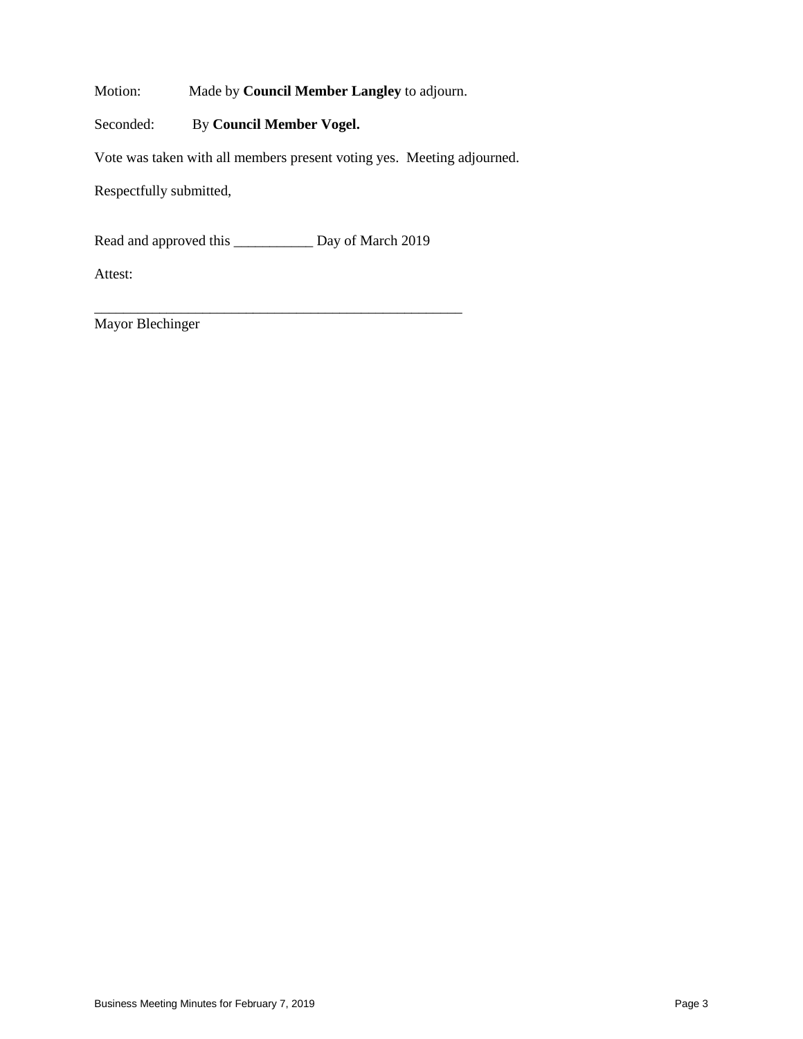Motion: Made by **Council Member Langley** to adjourn.

Seconded: By **Council Member Vogel.**

Vote was taken with all members present voting yes. Meeting adjourned.

Respectfully submitted,

Read and approved this ___________ Day of March 2019

Attest:

_____________________________________________________

Mayor Blechinger